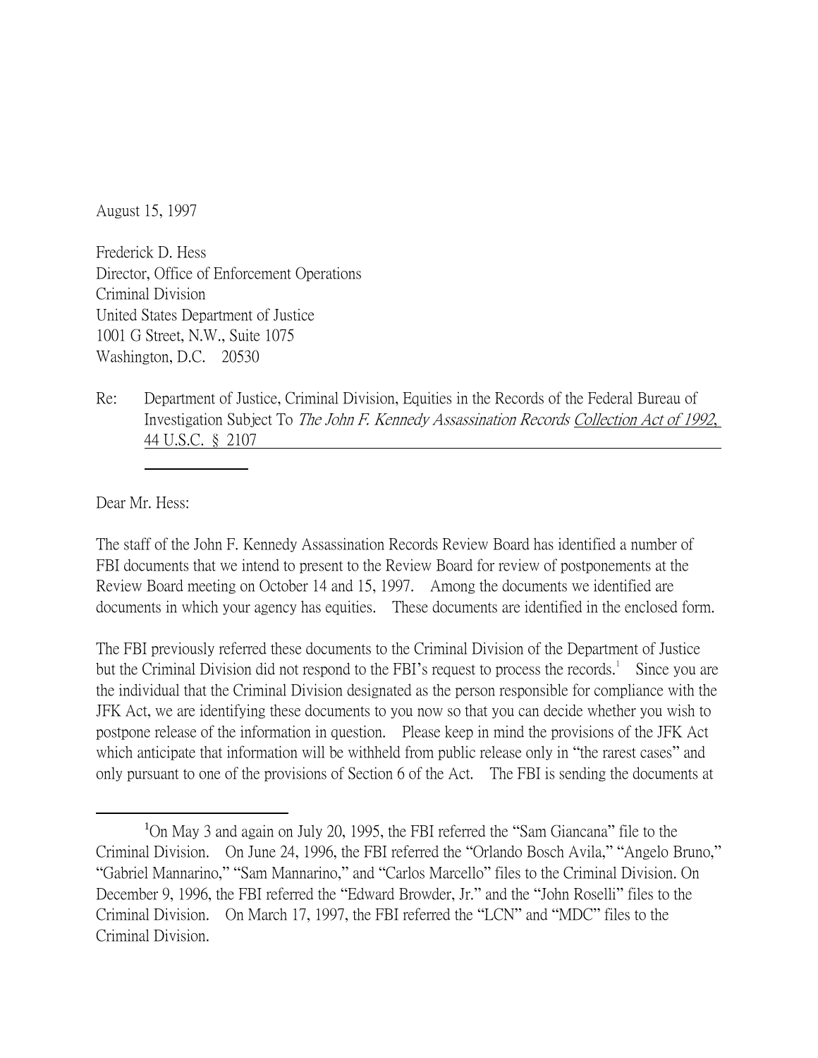August 15, 1997

Frederick D. Hess
Director, Office of Enforcement Operations
Criminal Division
United States Department of Justice
1001 G Street, N.W., Suite 1075
Washington, D.C. 20530

Re: Department of Justice, Criminal Division, Equities in the Records of the Federal Bureau of Investigation Subject To *The John F. Kennedy Assassination Records Collection Act of 1992*, 44 U.S.C. § 2107

Dear Mr. Hess:

The staff of the John F. Kennedy Assassination Records Review Board has identified a number of FBI documents that we intend to present to the Review Board for review of postponements at the Review Board meeting on October 14 and 15, 1997. Among the documents we identified are documents in which your agency has equities. These documents are identified in the enclosed form.

The FBI previously referred these documents to the Criminal Division of the Department of Justice but the Criminal Division did not respond to the FBI's request to process the records.[1] Since you are the individual that the Criminal Division designated as the person responsible for compliance with the JFK Act, we are identifying these documents to you now so that you can decide whether you wish to postpone release of the information in question. Please keep in mind the provisions of the JFK Act which anticipate that information will be withheld from public release only in "the rarest cases" and only pursuant to one of the provisions of Section 6 of the Act. The FBI is sending the documents at

---

[1] On May 3 and again on July 20, 1995, the FBI referred the "Sam Giancana" file to the Criminal Division. On June 24, 1996, the FBI referred the "Orlando Bosch Avila," "Angelo Bruno," "Gabriel Mannarino," "Sam Mannarino," and "Carlos Marcello" files to the Criminal Division. On December 9, 1996, the FBI referred the "Edward Browder, Jr." and the "John Roselli" files to the Criminal Division. On March 17, 1997, the FBI referred the "LCN" and "MDC" files to the Criminal Division.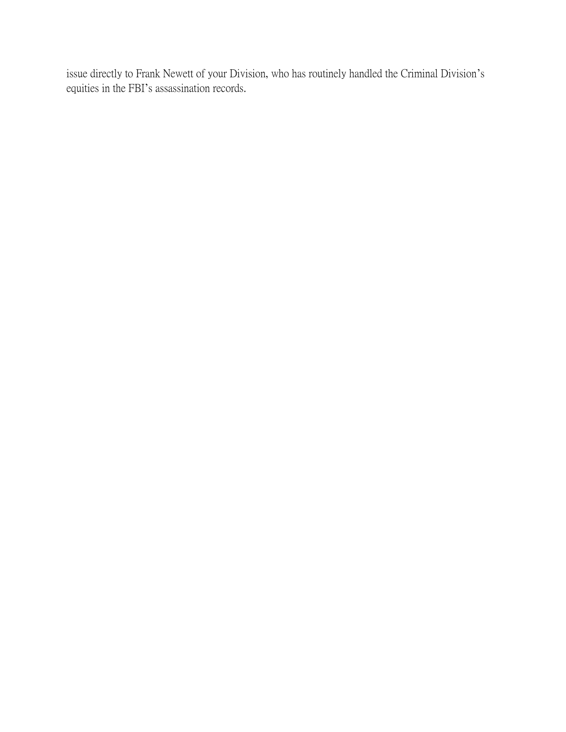issue directly to Frank Newett of your Division, who has routinely handled the Criminal Division's equities in the FBI's assassination records.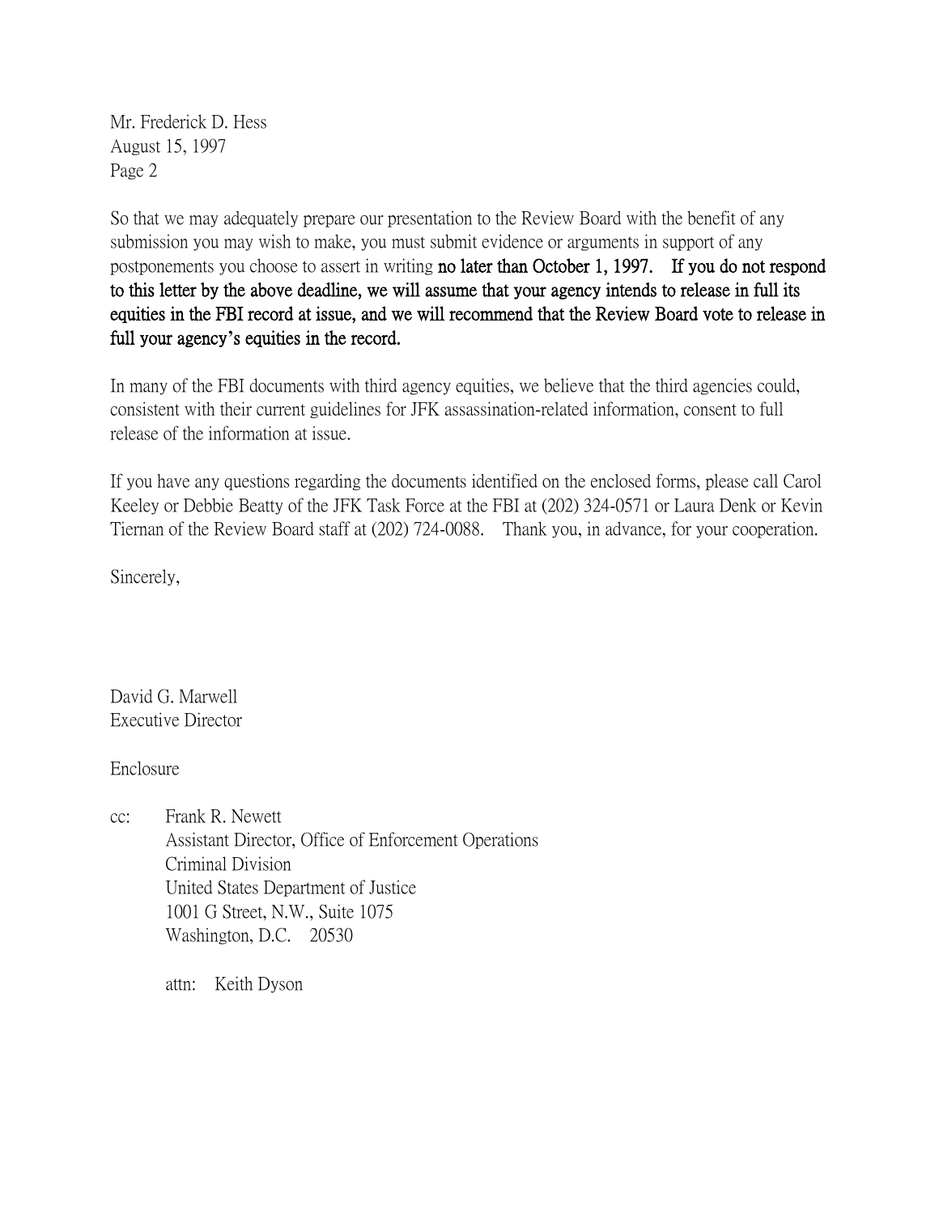Mr. Frederick D. Hess
August 15, 1997
Page 2

So that we may adequately prepare our presentation to the Review Board with the benefit of any submission you may wish to make, you must submit evidence or arguments in support of any postponements you choose to assert in writing **no later than October 1, 1997. If you do not respond to this letter by the above deadline, we will assume that your agency intends to release in full its equities in the FBI record at issue, and we will recommend that the Review Board vote to release in full your agency's equities in the record.**

In many of the FBI documents with third agency equities, we believe that the third agencies could, consistent with their current guidelines for JFK assassination-related information, consent to full release of the information at issue.

If you have any questions regarding the documents identified on the enclosed forms, please call Carol Keeley or Debbie Beatty of the JFK Task Force at the FBI at (202) 324-0571 or Laura Denk or Kevin Tiernan of the Review Board staff at (202) 724-0088. Thank you, in advance, for your cooperation.

Sincerely,

David G. Marwell
Executive Director

Enclosure

cc: Frank R. Newett
Assistant Director, Office of Enforcement Operations
Criminal Division
United States Department of Justice
1001 G Street, N.W., Suite 1075
Washington, D.C. 20530

attn: Keith Dyson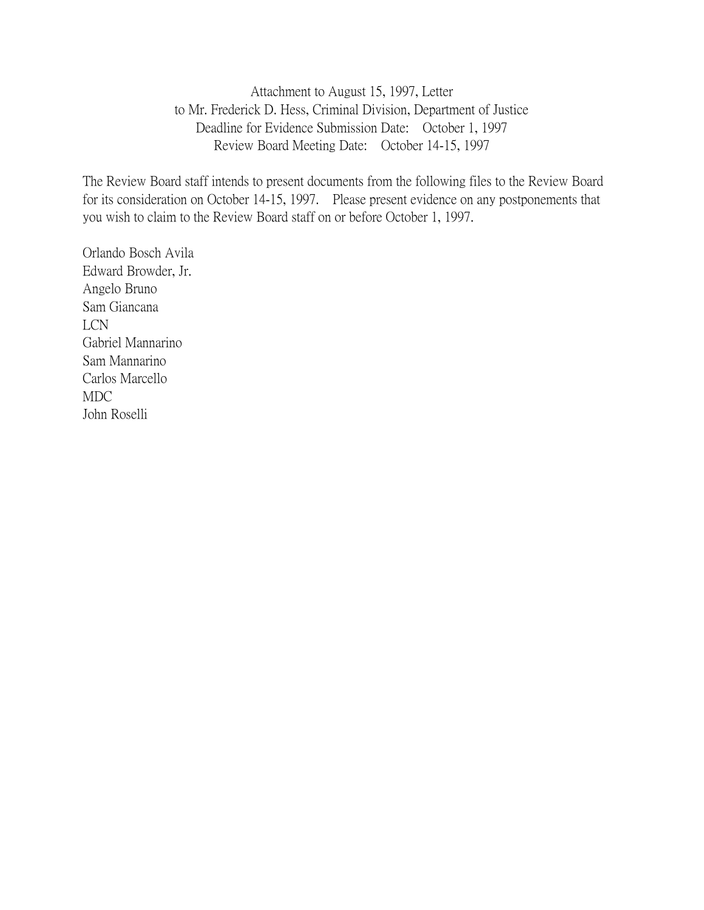Attachment to August 15, 1997, Letter
to Mr. Frederick D. Hess, Criminal Division, Department of Justice
Deadline for Evidence Submission Date: October 1, 1997
Review Board Meeting Date: October 14-15, 1997

The Review Board staff intends to present documents from the following files to the Review Board for its consideration on October 14-15, 1997. Please present evidence on any postponements that you wish to claim to the Review Board staff on or before October 1, 1997.

Orlando Bosch Avila
Edward Browder, Jr.
Angelo Bruno
Sam Giancana
LCN
Gabriel Mannarino
Sam Mannarino
Carlos Marcello
MDC
John Roselli